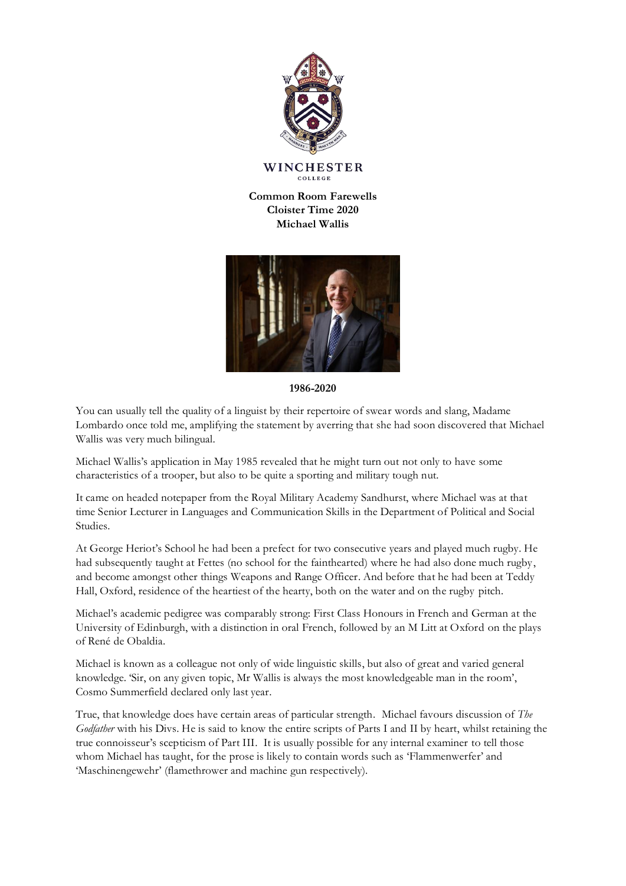WINCHESTER
COLLEGE

**Common Room Farewells**
**Cloister Time 2020**
**Michael Wallis**

**1986-2020**

You can usually tell the quality of a linguist by their repertoire of swear words and slang, Madame Lombardo once told me, amplifying the statement by averring that she had soon discovered that Michael Wallis was very much bilingual.

Michael Wallis's application in May 1985 revealed that he might turn out not only to have some characteristics of a trooper, but also to be quite a sporting and military tough nut.

It came on headed notepaper from the Royal Military Academy Sandhurst, where Michael was at that time Senior Lecturer in Languages and Communication Skills in the Department of Political and Social Studies.

At George Heriot's School he had been a prefect for two consecutive years and played much rugby. He had subsequently taught at Fettes (no school for the fainthearted) where he had also done much rugby, and become amongst other things Weapons and Range Officer. And before that he had been at Teddy Hall, Oxford, residence of the heartiest of the hearty, both on the water and on the rugby pitch.

Michael's academic pedigree was comparably strong: First Class Honours in French and German at the University of Edinburgh, with a distinction in oral French, followed by an M Litt at Oxford on the plays of René de Obaldia.

Michael is known as a colleague not only of wide linguistic skills, but also of great and varied general knowledge. 'Sir, on any given topic, Mr Wallis is always the most knowledgeable man in the room', Cosmo Summerfield declared only last year.

True, that knowledge does have certain areas of particular strength. Michael favours discussion of *The Godfather* with his Divs. He is said to know the entire scripts of Parts I and II by heart, whilst retaining the true connoisseur's scepticism of Part III. It is usually possible for any internal examiner to tell those whom Michael has taught, for the prose is likely to contain words such as 'Flammenwerfer' and 'Maschinengewehr' (flamethrower and machine gun respectively).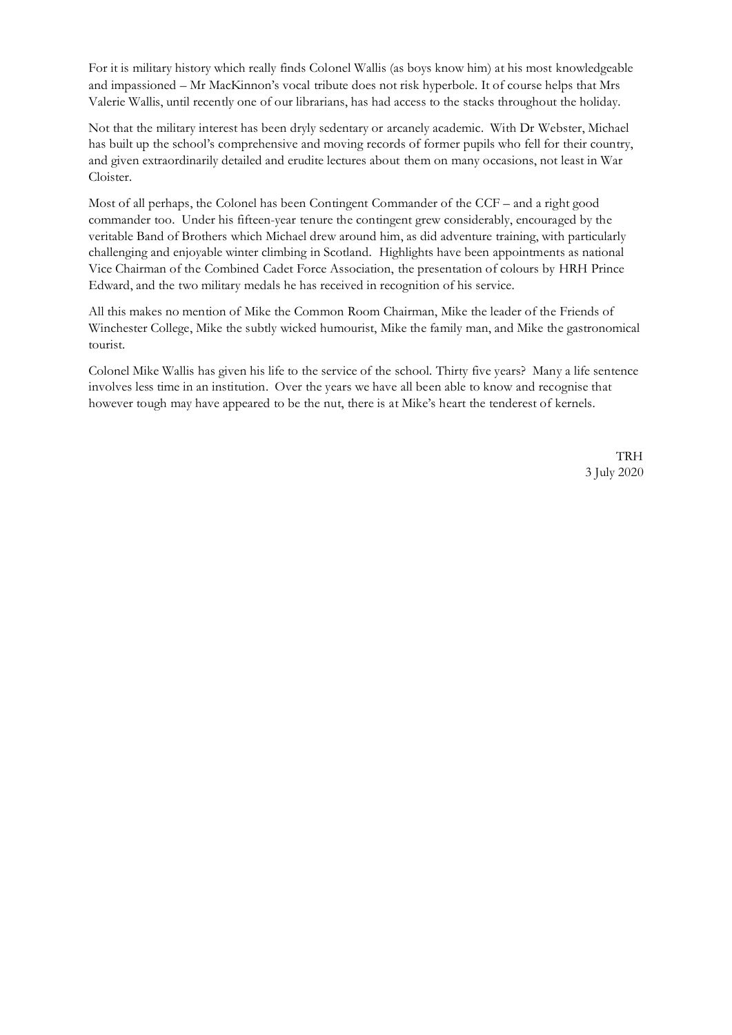For it is military history which really finds Colonel Wallis (as boys know him) at his most knowledgeable and impassioned – Mr MacKinnon's vocal tribute does not risk hyperbole. It of course helps that Mrs Valerie Wallis, until recently one of our librarians, has had access to the stacks throughout the holiday.

Not that the military interest has been dryly sedentary or arcanely academic. With Dr Webster, Michael has built up the school's comprehensive and moving records of former pupils who fell for their country, and given extraordinarily detailed and erudite lectures about them on many occasions, not least in War Cloister.

Most of all perhaps, the Colonel has been Contingent Commander of the CCF – and a right good commander too. Under his fifteen-year tenure the contingent grew considerably, encouraged by the veritable Band of Brothers which Michael drew around him, as did adventure training, with particularly challenging and enjoyable winter climbing in Scotland. Highlights have been appointments as national Vice Chairman of the Combined Cadet Force Association, the presentation of colours by HRH Prince Edward, and the two military medals he has received in recognition of his service.

All this makes no mention of Mike the Common Room Chairman, Mike the leader of the Friends of Winchester College, Mike the subtly wicked humourist, Mike the family man, and Mike the gastronomical tourist.

Colonel Mike Wallis has given his life to the service of the school. Thirty five years? Many a life sentence involves less time in an institution. Over the years we have all been able to know and recognise that however tough may have appeared to be the nut, there is at Mike's heart the tenderest of kernels.

TRH
3 July 2020